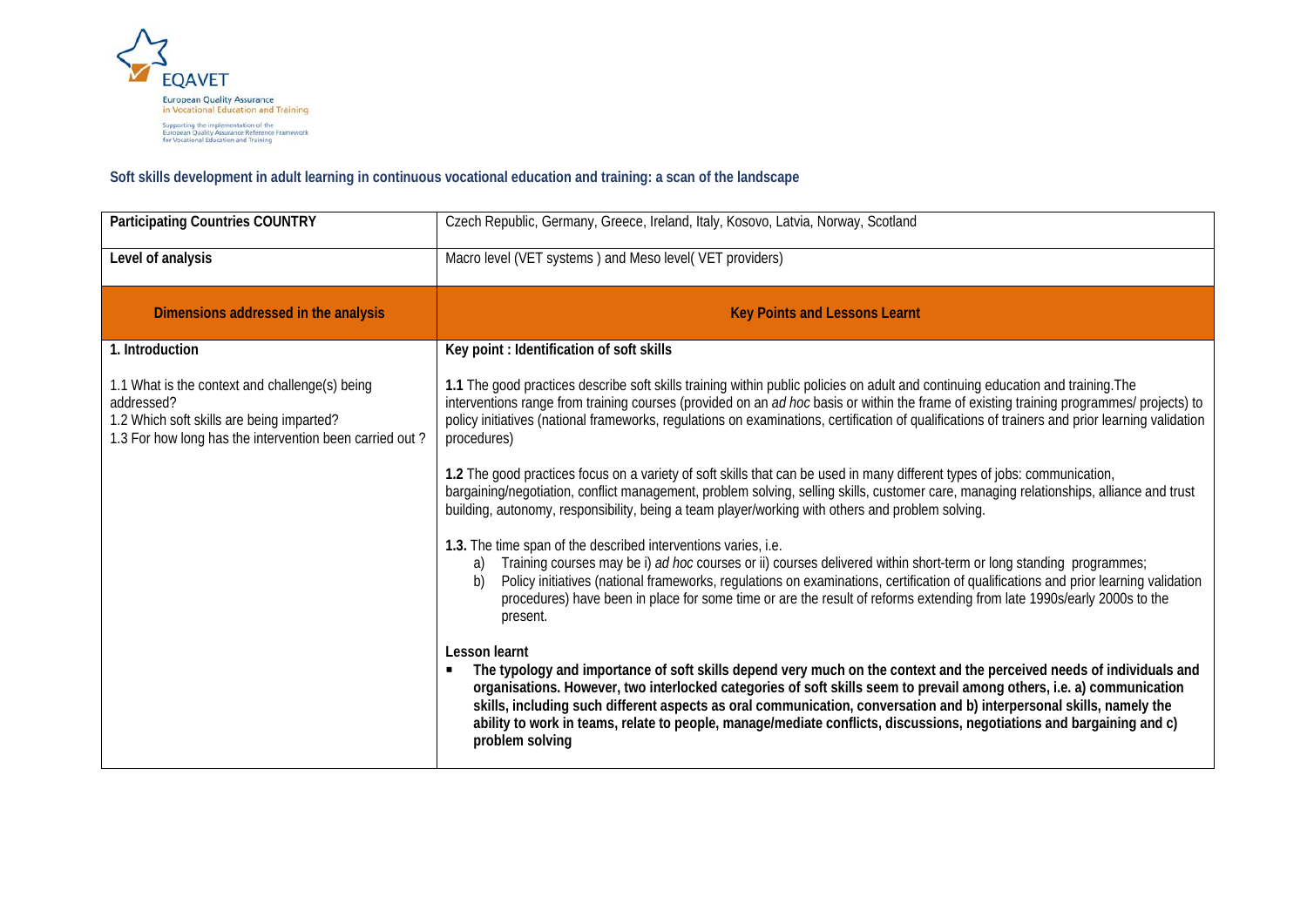EQAVET

European Quality Assurance in Vocational Education and Training

Supporting the implementation of the European Quality Assurance Reference Framework for Vocational Education and Training

## Soft skills development in adult learning in continuous vocational education and training: a scan of the landscape

| Participating Countries COUNTRY | Czech Republic, Germany, Greece, Ireland, Italy, Kosovo, Latvia, Norway, Scotland |
|---|---|
| **Level of analysis** | Macro level (VET systems ) and Meso level( VET providers) |
| **Dimensions addressed in the analysis** | **Key Points and Lessons Learnt** |
| **1. Introduction**<br><br>1.1 What is the context and challenge(s) being addressed?<br>1.2 Which soft skills are being imparted?<br>1.3 For how long has the intervention been carried out ? | **Key point : Identification of soft skills**<br><br>**1.1** The good practices describe soft skills training within public policies on adult and continuing education and training.The interventions range from training courses (provided on an *ad hoc* basis or within the frame of existing training programmes/ projects) to policy initiatives (national frameworks, regulations on examinations, certification of qualifications of trainers and prior learning validation procedures)<br><br>**1.2** The good practices focus on a variety of soft skills that can be used in many different types of jobs: communication, bargaining/negotiation, conflict management, problem solving, selling skills, customer care, managing relationships, alliance and trust building, autonomy, responsibility, being a team player/working with others and problem solving.<br><br>**1.3.** The time span of the described interventions varies, i.e.<br>a) Training courses may be i) *ad hoc* courses or ii) courses delivered within short-term or long standing programmes;<br>b) Policy initiatives (national frameworks, regulations on examinations, certification of qualifications and prior learning validation procedures) have been in place for some time or are the result of reforms extending from late 1990s/early 2000s to the present.<br><br>**Lesson learnt**<br>▪ **The typology and importance of soft skills depend very much on the context and the perceived needs of individuals and organisations. However, two interlocked categories of soft skills seem to prevail among others, i.e. a) communication skills, including such different aspects as oral communication, conversation and b) interpersonal skills, namely the ability to work in teams, relate to people, manage/mediate conflicts, discussions, negotiations and bargaining and c) problem solving** |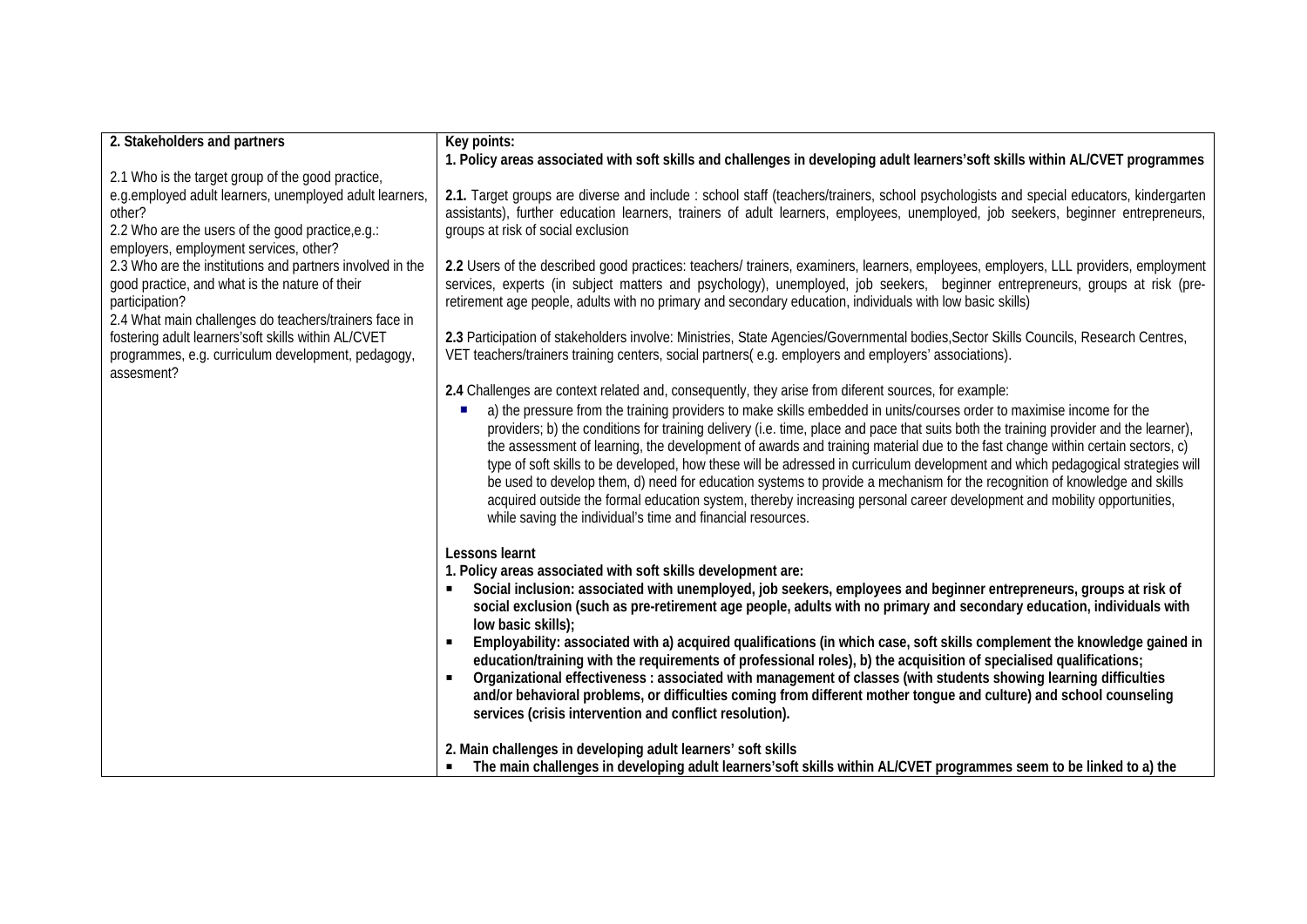| 2. Stakeholders and partners | Key points: |
|---|---|
| 2.1 Who is the target group of the good practice, e.g.employed adult learners, unemployed adult learners, other?<br>2.2 Who are the users of the good practice,e.g.: employers, employment services, other?<br>2.3 Who are the institutions and partners involved in the good practice, and what is the nature of their participation?<br>2.4 What main challenges do teachers/trainers face in fostering adult learners'soft skills within AL/CVET programmes, e.g. curriculum development, pedagogy, assesment? | **1. Policy areas associated with soft skills and challenges in developing adult learners'soft skills within AL/CVET programmes**<br><br>**2.1.** Target groups are diverse and include : school staff (teachers/trainers, school psychologists and special educators, kindergarten assistants), further education learners, trainers of adult learners, employees, unemployed, job seekers, beginner entrepreneurs, groups at risk of social exclusion<br><br>**2.2** Users of the described good practices: teachers/ trainers, examiners, learners, employees, employers, LLL providers, employment services, experts (in subject matters and psychology), unemployed, job seekers, beginner entrepreneurs, groups at risk (pre-retirement age people, adults with no primary and secondary education, individuals with low basic skills)<br><br>**2.3** Participation of stakeholders involve: Ministries, State Agencies/Governmental bodies,Sector Skills Councils, Research Centres, VET teachers/trainers training centers, social partners( e.g. employers and employers' associations).<br><br>**2.4** Challenges are context related and, consequently, they arise from diferent sources, for example:<br>▪ a) the pressure from the training providers to make skills embedded in units/courses order to maximise income for the providers; b) the conditions for training delivery (i.e. time, place and pace that suits both the training provider and the learner), the assessment of learning, the development of awards and training material due to the fast change within certain sectors, c) type of soft skills to be developed, how these will be adressed in curriculum development and which pedagogical strategies will be used to develop them, d) need for education systems to provide a mechanism for the recognition of knowledge and skills acquired outside the formal education system, thereby increasing personal career development and mobility opportunities, while saving the individual's time and financial resources.<br><br>**Lessons learnt**<br>**1. Policy areas associated with soft skills development are:**<br>▪ **Social inclusion: associated with unemployed, job seekers, employees and beginner entrepreneurs, groups at risk of social exclusion (such as pre-retirement age people, adults with no primary and secondary education, individuals with low basic skills);**<br>▪ **Employability: associated with a) acquired qualifications (in which case, soft skills complement the knowledge gained in education/training with the requirements of professional roles), b) the acquisition of specialised qualifications;**<br>▪ **Organizational effectiveness : associated with management of classes (with students showing learning difficulties and/or behavioral problems, or difficulties coming from different mother tongue and culture) and school counseling services (crisis intervention and conflict resolution).**<br><br>**2. Main challenges in developing adult learners' soft skills**<br>▪ **The main challenges in developing adult learners'soft skills within AL/CVET programmes seem to be linked to a) the** |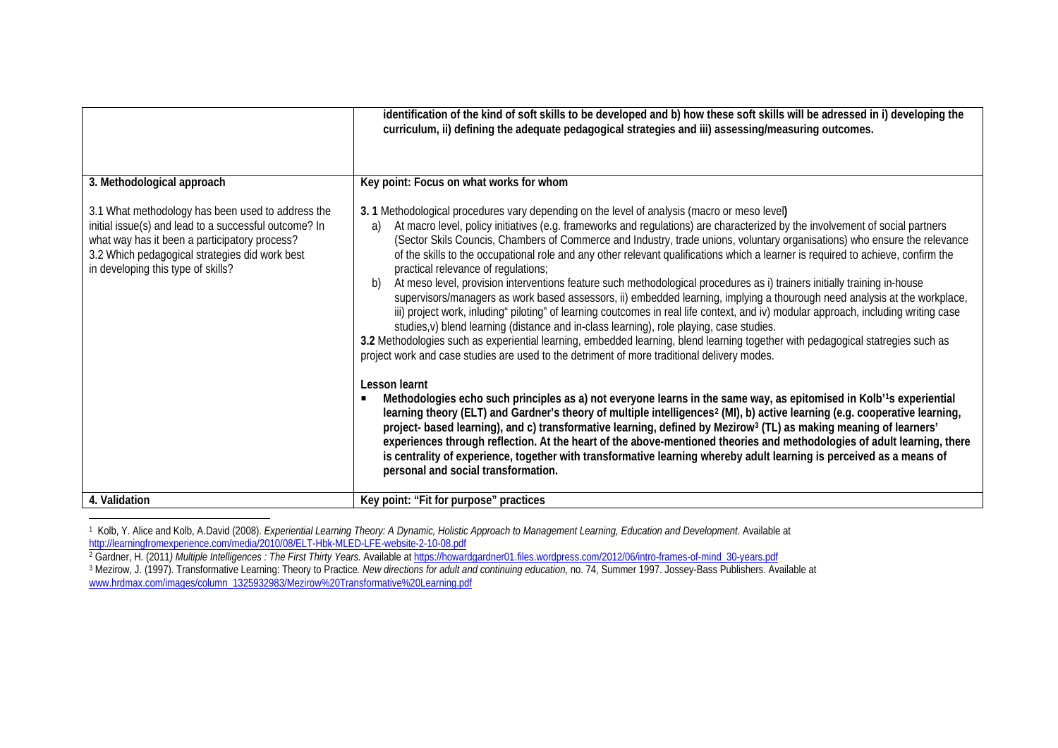| | |
|---|---|
| | **identification of the kind of soft skills to be developed and b) how these soft skills will be adressed in i) developing the curriculum, ii) defining the adequate pedagogical strategies and iii) assessing/measuring outcomes.** |
| **3. Methodological approach**<br><br>3.1 What methodology has been used to address the initial issue(s) and lead to a successful outcome? In what way has it been a participatory process?<br>3.2 Which pedagogical strategies did work best in developing this type of skills? | **Key point: Focus on what works for whom**<br><br>**3. 1** Methodological procedures vary depending on the level of analysis (macro or meso level**)**<br>a) At macro level, policy initiatives (e.g. frameworks and regulations) are characterized by the involvement of social partners (Sector Skils Councils, Chambers of Commerce and Industry, trade unions, voluntary organisations) who ensure the relevance of the skills to the occupational role and any other relevant qualifications which a learner is required to achieve, confirm the practical relevance of regulations;<br>b) At meso level, provision interventions feature such methodological procedures as i) trainers initially training in-house supervisors/managers as work based assessors, ii) embedded learning, implying a thourough need analysis at the workplace, iii) project work, inluding" piloting" of learning outcomes in real life context, and iv) modular approach, including writing case studies,v) blend learning (distance and in-class learning), role playing, case studies.<br>**3.2** Methodologies such as experiential learning, embedded learning, blend learning together with pedagogical statregies such as project work and case studies are used to the detriment of more traditional delivery modes.<br><br>**Lesson learnt**<br>▪ **Methodologies echo such principles as a) not everyone learns in the same way, as epitomised in Kolb'[1]s experiential learning theory (ELT) and Gardner's theory of multiple intelligences[2] (MI), b) active learning (e.g. cooperative learning, project- based learning), and c) transformative learning, defined by Mezirow[3] (TL) as making meaning of learners' experiences through reflection. At the heart of the above-mentioned theories and methodologies of adult learning, there is centrality of experience, together with transformative learning whereby adult learning is perceived as a means of personal and social transformation.** |
| **4. Validation** | **Key point: "Fit for purpose" practices** |

[1] Kolb, Y. Alice and Kolb, A.David (2008). *Experiential Learning Theory: A Dynamic, Holistic Approach to Management Learning, Education and Development.* Available at http://learningfromexperience.com/media/2010/08/ELT-Hbk-MLED-LFE-website-2-10-08.pdf

[2] Gardner, H. (2011*) Multiple Intelligences : The First Thirty Years.* Available at https://howardgardner01.files.wordpress.com/2012/06/intro-frames-of-mind_30-years.pdf

[3] Mezirow, J. (1997). Transformative Learning: Theory to Practice*. New directions for adult and continuing education,* no. 74, Summer 1997. Jossey-Bass Publishers. Available at www.hrdmax.com/images/column_1325932983/Mezirow%20Transformative%20Learning.pdf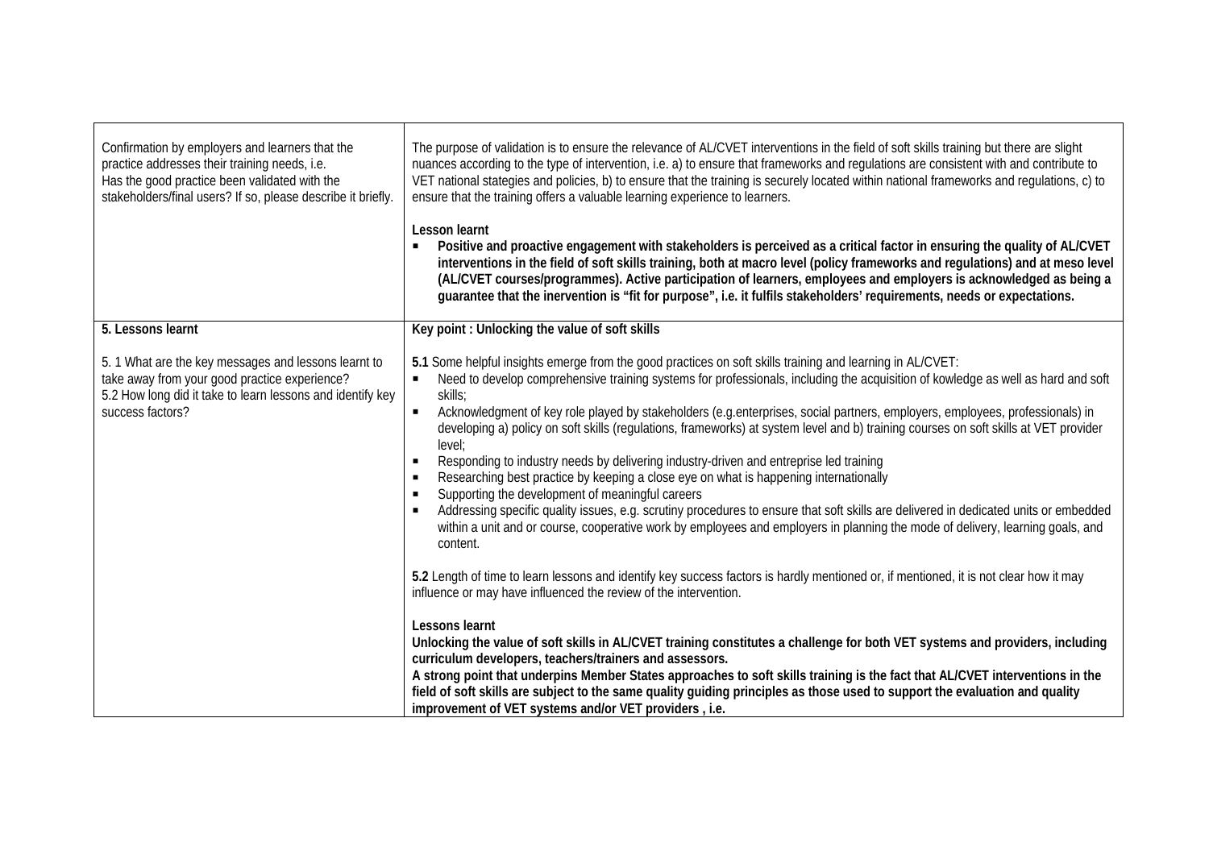| | |
|---|---|
| Confirmation by employers and learners that the practice addresses their training needs, i.e. Has the good practice been validated with the stakeholders/final users? If so, please describe it briefly. | The purpose of validation is to ensure the relevance of AL/CVET interventions in the field of soft skills training but there are slight nuances according to the type of intervention, i.e. a) to ensure that frameworks and regulations are consistent with and contribute to VET national stategies and policies, b) to ensure that the training is securely located within national frameworks and regulations, c) to ensure that the training offers a valuable learning experience to learners.<br><br>**Lesson learnt**<br>- **Positive and proactive engagement with stakeholders is perceived as a critical factor in ensuring the quality of AL/CVET interventions in the field of soft skills training, both at macro level (policy frameworks and regulations) and at meso level (AL/CVET courses/programmes). Active participation of learners, employees and employers is acknowledged as being a guarantee that the inervention is "fit for purpose", i.e. it fulfils stakeholders' requirements, needs or expectations.** |
| **5. Lessons learnt**<br><br>5. 1 What are the key messages and lessons learnt to take away from your good practice experience?<br>5.2 How long did it take to learn lessons and identify key success factors? | **Key point : Unlocking the value of soft skills**<br><br>**5.1** Some helpful insights emerge from the good practices on soft skills training and learning in AL/CVET:<br>- Need to develop comprehensive training systems for professionals, including the acquisition of kowledge as well as hard and soft skills;<br>- Acknowledgment of key role played by stakeholders (e.g.enterprises, social partners, employers, employees, professionals) in developing a) policy on soft skills (regulations, frameworks) at system level and b) training courses on soft skills at VET provider level;<br>- Responding to industry needs by delivering industry-driven and entreprise led training<br>- Researching best practice by keeping a close eye on what is happening internationally<br>- Supporting the development of meaningful careers<br>- Addressing specific quality issues, e.g. scrutiny procedures to ensure that soft skills are delivered in dedicated units or embedded within a unit and or course, cooperative work by employees and employers in planning the mode of delivery, learning goals, and content.<br><br>**5.2** Length of time to learn lessons and identify key success factors is hardly mentioned or, if mentioned, it is not clear how it may influence or may have influenced the review of the intervention.<br><br>**Lessons learnt**<br>**Unlocking the value of soft skills in AL/CVET training constitutes a challenge for both VET systems and providers, including curriculum developers, teachers/trainers and assessors.**<br>**A strong point that underpins Member States approaches to soft skills training is the fact that AL/CVET interventions in the field of soft skills are subject to the same quality guiding principles as those used to support the evaluation and quality improvement of VET systems and/or VET providers , i.e.** |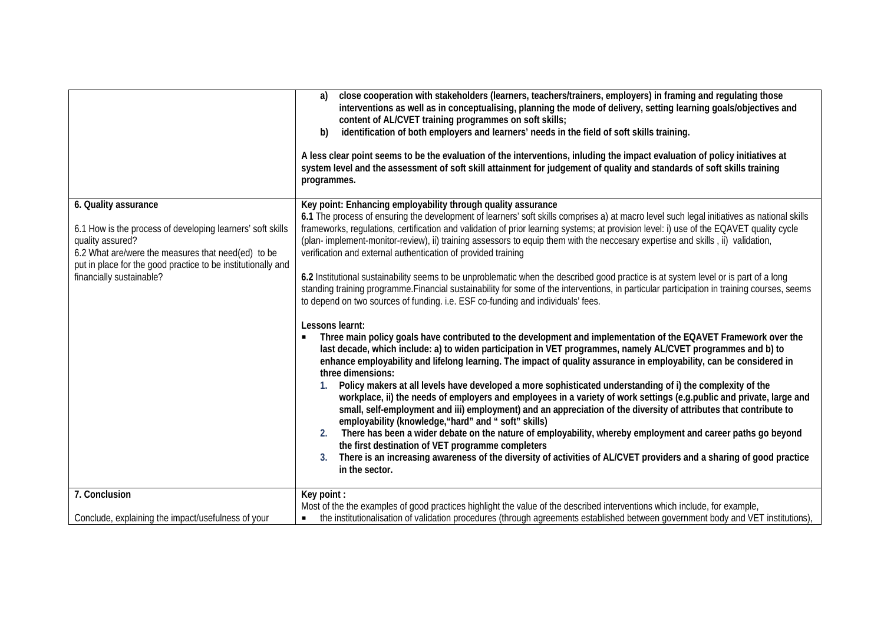| | |
|---|---|
| | a) **close cooperation with stakeholders (learners, teachers/trainers, employers) in framing and regulating those interventions as well as in conceptualising, planning the mode of delivery, setting learning goals/objectives and content of AL/CVET training programmes on soft skills;**<br>b) **identification of both employers and learners' needs in the field of soft skills training.**<br><br>**A less clear point seems to be the evaluation of the interventions, inluding the impact evaluation of policy initiatives at system level and the assessment of soft skill attainment for judgement of quality and standards of soft skills training programmes.** |
| **6. Quality assurance**<br><br>6.1 How is the process of developing learners' soft skills quality assured?<br>6.2 What are/were the measures that need(ed) to be put in place for the good practice to be institutionally and financially sustainable? | **Key point: Enhancing employability through quality assurance**<br>**6.1** The process of ensuring the development of learners' soft skills comprises a) at macro level such legal initiatives as national skills frameworks, regulations, certification and validation of prior learning systems; at provision level: i) use of the EQAVET quality cycle (plan- implement-monitor-review), ii) training assessors to equip them with the neccesary expertise and skills , ii) validation, verification and external authentication of provided training<br><br>**6.2** Institutional sustainability seems to be unproblematic when the described good practice is at system level or is part of a long standing training programme.Financial sustainability for some of the interventions, in particular participation in training courses, seems to depend on two sources of funding. i.e. ESF co-funding and individuals' fees.<br><br>**Lessons learnt:**<br>▪ **Three main policy goals have contributed to the development and implementation of the EQAVET Framework over the last decade, which include: a) to widen participation in VET programmes, namely AL/CVET programmes and b) to enhance employability and lifelong learning. The impact of quality assurance in employability, can be considered in three dimensions:**<br>1. **Policy makers at all levels have developed a more sophisticated understanding of i) the complexity of the workplace, ii) the needs of employers and employees in a variety of work settings (e.g.public and private, large and small, self-employment and iii) employment) and an appreciation of the diversity of attributes that contribute to employability (knowledge,"hard" and " soft" skills)**<br>2. **There has been a wider debate on the nature of employability, whereby employment and career paths go beyond the first destination of VET programme completers**<br>3. **There is an increasing awareness of the diversity of activities of AL/CVET providers and a sharing of good practice in the sector.** |
| **7. Conclusion**<br><br>Conclude, explaining the impact/usefulness of your | **Key point :**<br>Most of the the examples of good practices highlight the value of the described interventions which include, for example,<br>▪ the institutionalisation of validation procedures (through agreements established between government body and VET institutions), |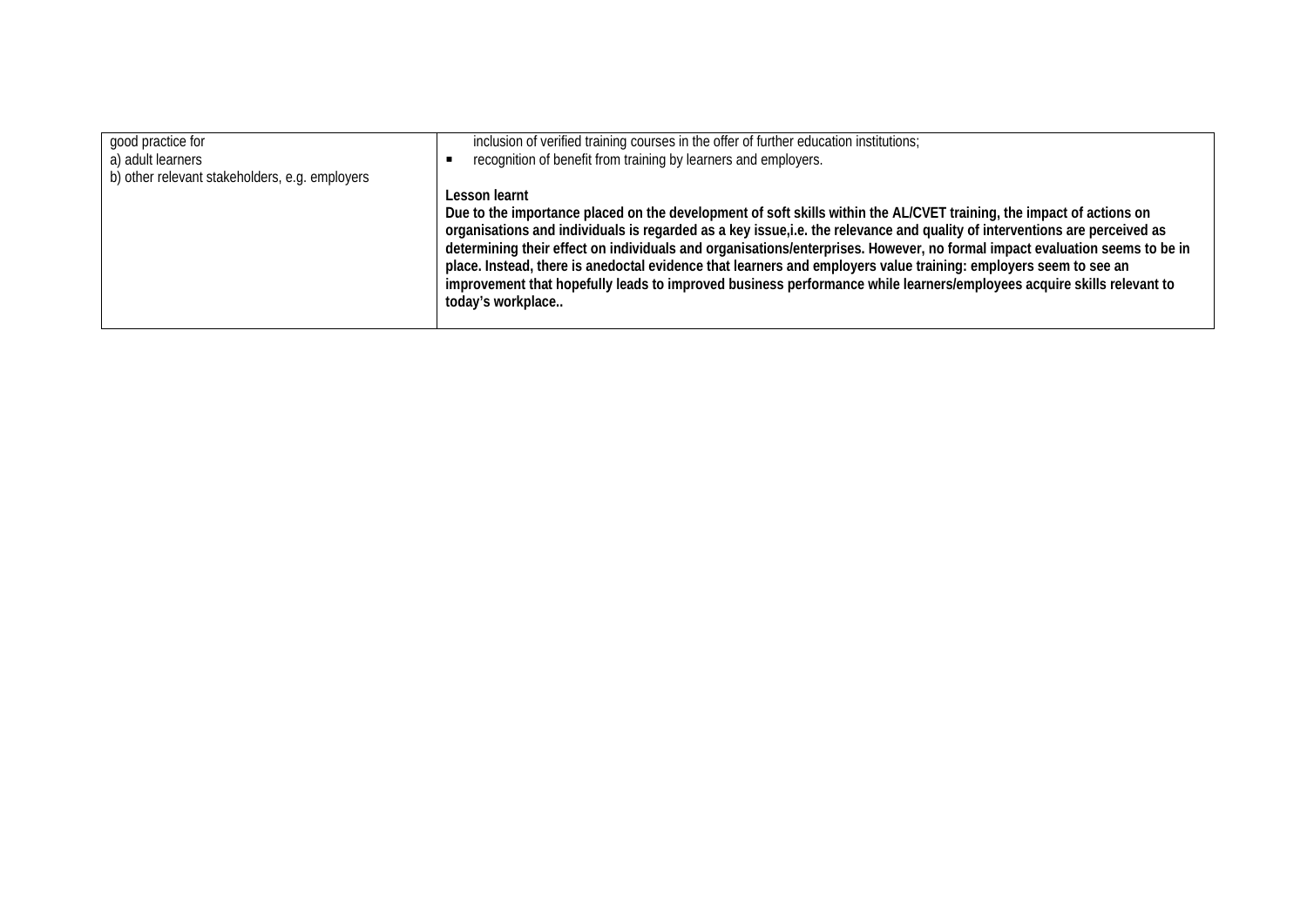| | |
|---|---|
| good practice for<br>a) adult learners<br>b) other relevant stakeholders, e.g. employers | inclusion of verified training courses in the offer of further education institutions;<br>▪ recognition of benefit from training by learners and employers.<br><br>**Lesson learnt**<br>**Due to the importance placed on the development of soft skills within the AL/CVET training, the impact of actions on organisations and individuals is regarded as a key issue,i.e. the relevance and quality of interventions are perceived as determining their effect on individuals and organisations/enterprises. However, no formal impact evaluation seems to be in place. Instead, there is anedoctal evidence that learners and employers value training: employers seem to see an improvement that hopefully leads to improved business performance while learners/employees acquire skills relevant to today's workplace..** |